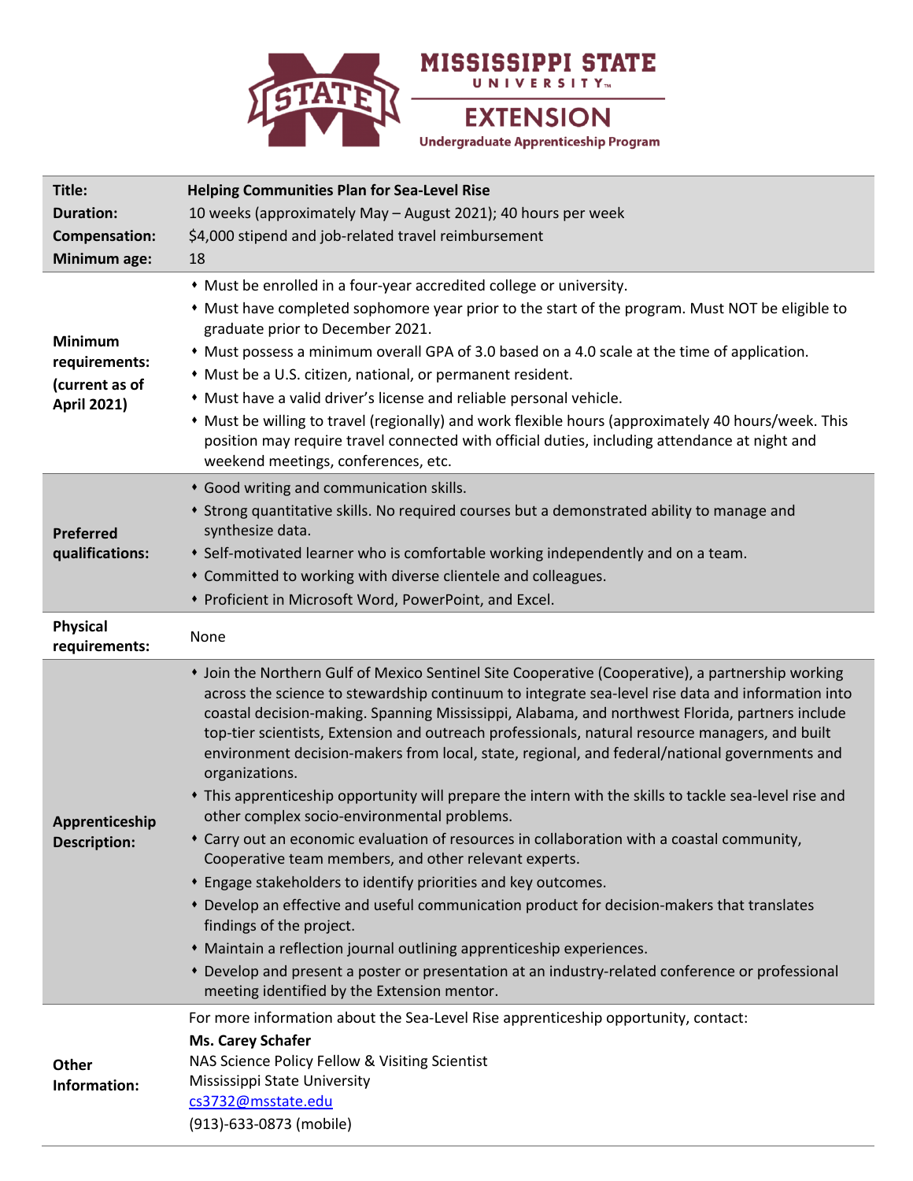# Mississippi State University Extension

## Undergraduate Apprenticeship Program

| | |
|---|---|
| **Title:** | **Helping Communities Plan for Sea-Level Rise** |
| **Duration:** | 10 weeks (approximately May – August 2021); 40 hours per week |
| **Compensation:** | $4,000 stipend and job-related travel reimbursement |
| **Minimum age:** | 18 |
| **Minimum requirements: (current as of April 2021)** | • Must be enrolled in a four-year accredited college or university.<br>• Must have completed sophomore year prior to the start of the program. Must NOT be eligible to graduate prior to December 2021.<br>• Must possess a minimum overall GPA of 3.0 based on a 4.0 scale at the time of application.<br>• Must be a U.S. citizen, national, or permanent resident.<br>• Must have a valid driver's license and reliable personal vehicle.<br>• Must be willing to travel (regionally) and work flexible hours (approximately 40 hours/week. This position may require travel connected with official duties, including attendance at night and weekend meetings, conferences, etc. |
| **Preferred qualifications:** | • Good writing and communication skills.<br>• Strong quantitative skills. No required courses but a demonstrated ability to manage and synthesize data.<br>• Self-motivated learner who is comfortable working independently and on a team.<br>• Committed to working with diverse clientele and colleagues.<br>• Proficient in Microsoft Word, PowerPoint, and Excel. |
| **Physical requirements:** | None |
| **Apprenticeship Description:** | • Join the Northern Gulf of Mexico Sentinel Site Cooperative (Cooperative), a partnership working across the science to stewardship continuum to integrate sea-level rise data and information into coastal decision-making. Spanning Mississippi, Alabama, and northwest Florida, partners include top-tier scientists, Extension and outreach professionals, natural resource managers, and built environment decision-makers from local, state, regional, and federal/national governments and organizations.<br>• This apprenticeship opportunity will prepare the intern with the skills to tackle sea-level rise and other complex socio-environmental problems.<br>• Carry out an economic evaluation of resources in collaboration with a coastal community, Cooperative team members, and other relevant experts.<br>• Engage stakeholders to identify priorities and key outcomes.<br>• Develop an effective and useful communication product for decision-makers that translates findings of the project.<br>• Maintain a reflection journal outlining apprenticeship experiences.<br>• Develop and present a poster or presentation at an industry-related conference or professional meeting identified by the Extension mentor. |
| **Other Information:** | For more information about the Sea-Level Rise apprenticeship opportunity, contact:<br>**Ms. Carey Schafer**<br>NAS Science Policy Fellow & Visiting Scientist<br>Mississippi State University<br>cs3732@msstate.edu<br>(913)-633-0873 (mobile) |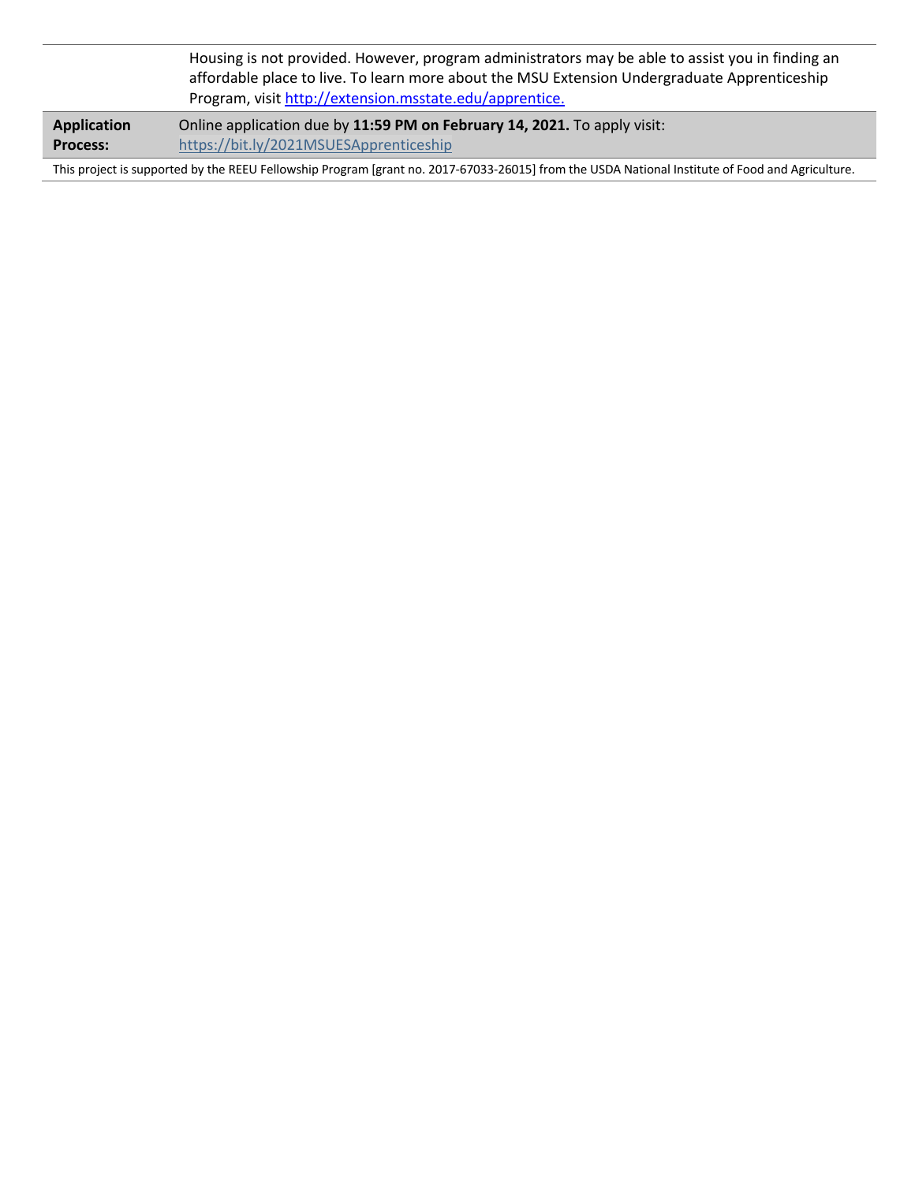| | |
|---|---|
| | Housing is not provided. However, program administrators may be able to assist you in finding an affordable place to live. To learn more about the MSU Extension Undergraduate Apprenticeship Program, visit [http://extension.msstate.edu/apprentice.](http://extension.msstate.edu/apprentice.) |
| **Application Process:** | Online application due by **11:59 PM on February 14, 2021.** To apply visit: [https://bit.ly/2021MSUESApprenticeship](https://bit.ly/2021MSUESApprenticeship) |

This project is supported by the REEU Fellowship Program [grant no. 2017-67033-26015] from the USDA National Institute of Food and Agriculture.